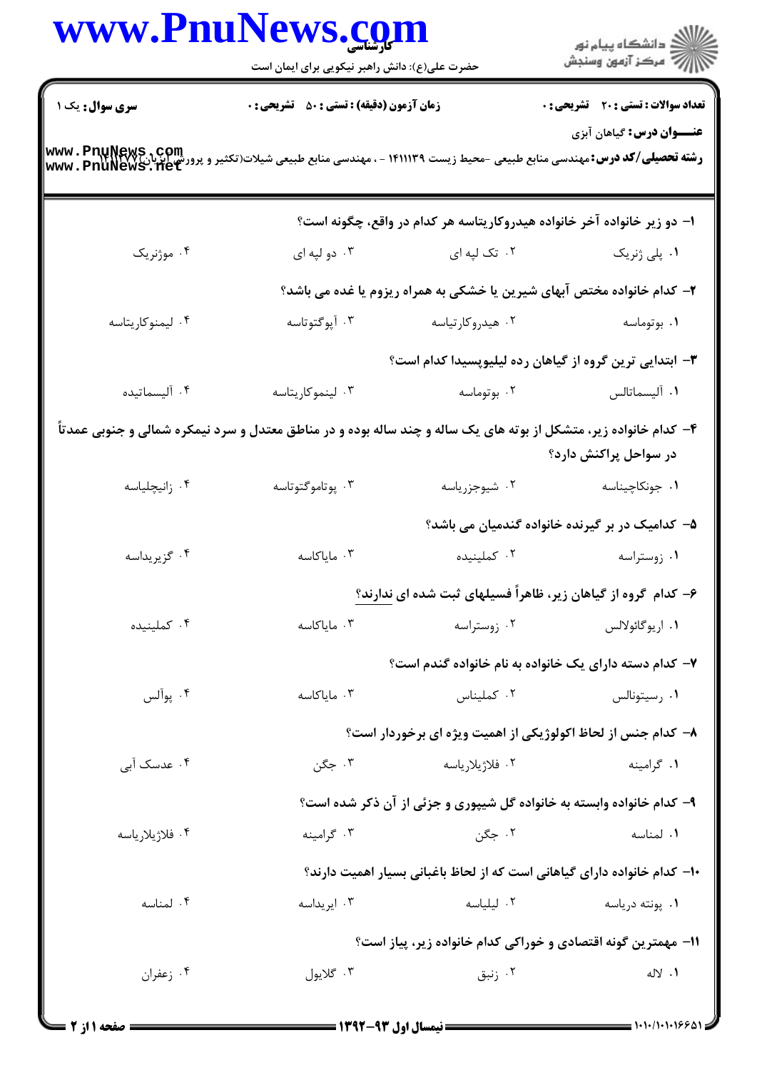کارشناسی

حضرت علی(ع): دانش راهبر نیکویی برای ایمان است

**سری سوال:** یک ۱

**زمان آزمون (دقیقه) : تستی : ۵۰ تشریحی : ۰**

**تعداد سوالات : تستی : ۲۰ تشریحی : ۰**

**عنـــوان درس:** گیاهان آبزی

**رشته تحصیلی/کد درس:** مهندسی منابع طبیعی -محیط زیست ۱۴۱۱۱۳۹ - ، مهندسی منابع طبیعی شیلات(تکثیر و پرورش آبزیان)۱۴۱۱۷۷۷

---

۱- دو زیر خانواده آخر خانواده هیدروکاریتاسه هر کدام در واقع، چگونه است؟

۱. پلی ژنریک ۲. تک لپه ای ۳. دو لپه ای ۴. موژنریک

۲- کدام خانواده مختص آبهای شیرین یا خشکی به همراه ریزوم یا غده می باشد؟

۱. بوتوماسه ۲. هیدروکارتیاسه ۳. آپوگتوناسه ۴. لیمنوکاریتاسه

۳- ابتدایی ترین گروه از گیاهان رده لیلیوپسیدا کدام است؟

۱. آلیسماتالس ۲. بوتوماسه ۳. لینموکاریتاسه ۴. آلیسماتیده

۴- کدام خانواده زیر، متشکل از بوته های یک ساله و چند ساله بوده و در مناطق معتدل و سرد نیمکره شمالی و جنوبی عمدتاً در سواحل پراکنش دارد؟

۱. جونکاچیناسه ۲. شیوجزریاسه ۳. پوتاموگتوناسه ۴. زانیچلیاسه

۵- کدامیک در بر گیرنده خانواده گندمیان می باشد؟

۱. زوستراسه ۲. کملینیده ۳. ماياکاسه ۴. گزیریداسه

۶- کدام گروه از گیاهان زیر، ظاهراً فسیلهای ثبت شده ای ندارند؟

۱. اریوگائولالس ۲. زوستراسه ۳. ماياکاسه ۴. کملینیده

۷- کدام دسته دارای یک خانواده به نام خانواده گندم است؟

۱. رسیتونالس ۲. کملیناس ۳. ماياکاسه ۴. پوآلس

۸- کدام جنس از لحاظ اکولوژیکی از اهمیت ویژه ای برخوردار است؟

۱. گرامینه ۲. فلاژیلاریاسه ۳. جگن ۴. عدسک آبی

۹- کدام خانواده وابسته به خانواده گل شیپوری و جزئی از آن ذکر شده است؟

۱. لمناسه ۲. جگن ۳. گرامینه ۴. فلاژیلاریاسه

۱۰- کدام خانواده دارای گیاهانی است که از لحاظ باغبانی بسیار اهمیت دارند؟

۱. پونته دریاسه ۲. لیلیاسه ۳. ایریداسه ۴. لمناسه

۱۱- مهمترین گونه اقتصادی و خوراکی کدام خانواده زیر، پیاز است؟

۱. لاله ۲. زنبق ۳. گلایول ۴. زعفران

---

نیمسال اول ۹۳-۱۳۹۲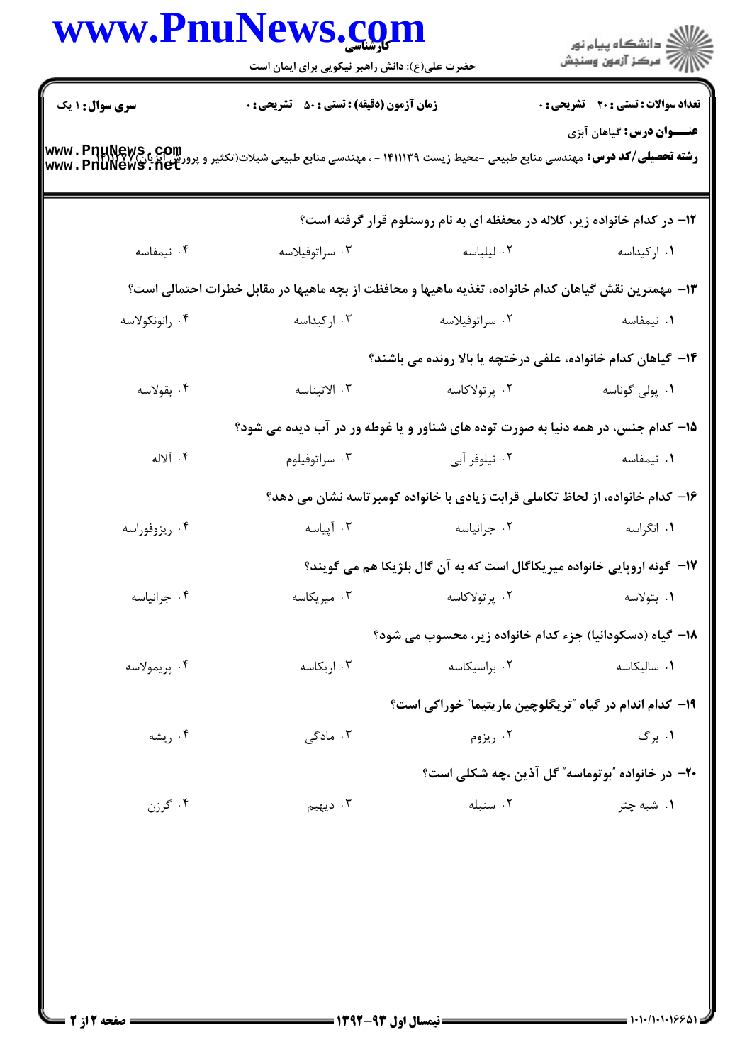**سری سوال:** ۱ یک

**زمان آزمون (دقیقه) : تستی : ۵۰ تشریحی : ۰**

**تعداد سوالات : تستی : ۲۰ تشریحی : ۰**

**عنـــوان درس:** گیاهان آبزی

**رشته تحصیلی/کد درس:** مهندسی منابع طبیعی -محیط زیست ۱۴۱۱۱۳۹ - ، مهندسی منابع طبیعی شیلات(تکثیر و پرورش آبزیان)۱۴۱۱۲۷۷

۱۲- در کدام خانواده زیر، کلاله در محفظه ای به نام روستلوم قرار گرفته است؟

۱. ارکیداسه ۲. لیلیاسه ۳. سراتوفیلاسه ۴. نیمفاسه

۱۳- مهمترین نقش گیاهان کدام خانواده، تغذیه ماهیها و محافظت از بچه ماهیها در مقابل خطرات احتمالی است؟

۱. نیمفاسه ۲. سراتوفیلاسه ۳. ارکیداسه ۴. رانونکولاسه

۱۴- گیاهان کدام خانواده، علفی درختچه یا بالا رونده می باشند؟

۱. پولی گوناسه ۲. پرتولاکاسه ۳. الاتیناسه ۴. بقولاسه

۱۵- کدام جنس، در همه دنیا به صورت توده های شناور و یا غوطه ور در آب دیده می شود؟

۱. نیمفاسه ۲. نیلوفر آبی ۳. سراتوفیلوم ۴. آلاله

۱۶- کدام خانواده، از لحاظ تکاملی قرابت زیادی با خانواده کومبرتاسه نشان می دهد؟

۱. انگراسه ۲. جرانیاسه ۳. آپیاسه ۴. ریزوفوراسه

۱۷- گونه اروپایی خانواده میریکاگال است که به آن گال بلژیکا هم می گویند؟

۱. بتولاسه ۲. پرتولاکاسه ۳. میریکاسه ۴. جرانیاسه

۱۸- گیاه (دسکودانیا) جزء کدام خانواده زیر، محسوب می شود؟

۱. سالیکاسه ۲. براسیکاسه ۳. اریکاسه ۴. پریمولاسه

۱۹- کدام اندام در گیاه "تریگلوچین ماریتیما" خوراکی است؟

۱. برگ ۲. ریزوم ۳. مادگی ۴. ریشه

۲۰- در خانواده "بوتوماسه" گل آذین ،چه شکلی است؟

۱. شبه چتر ۲. سنبله ۳. دیهیم ۴. گرزن